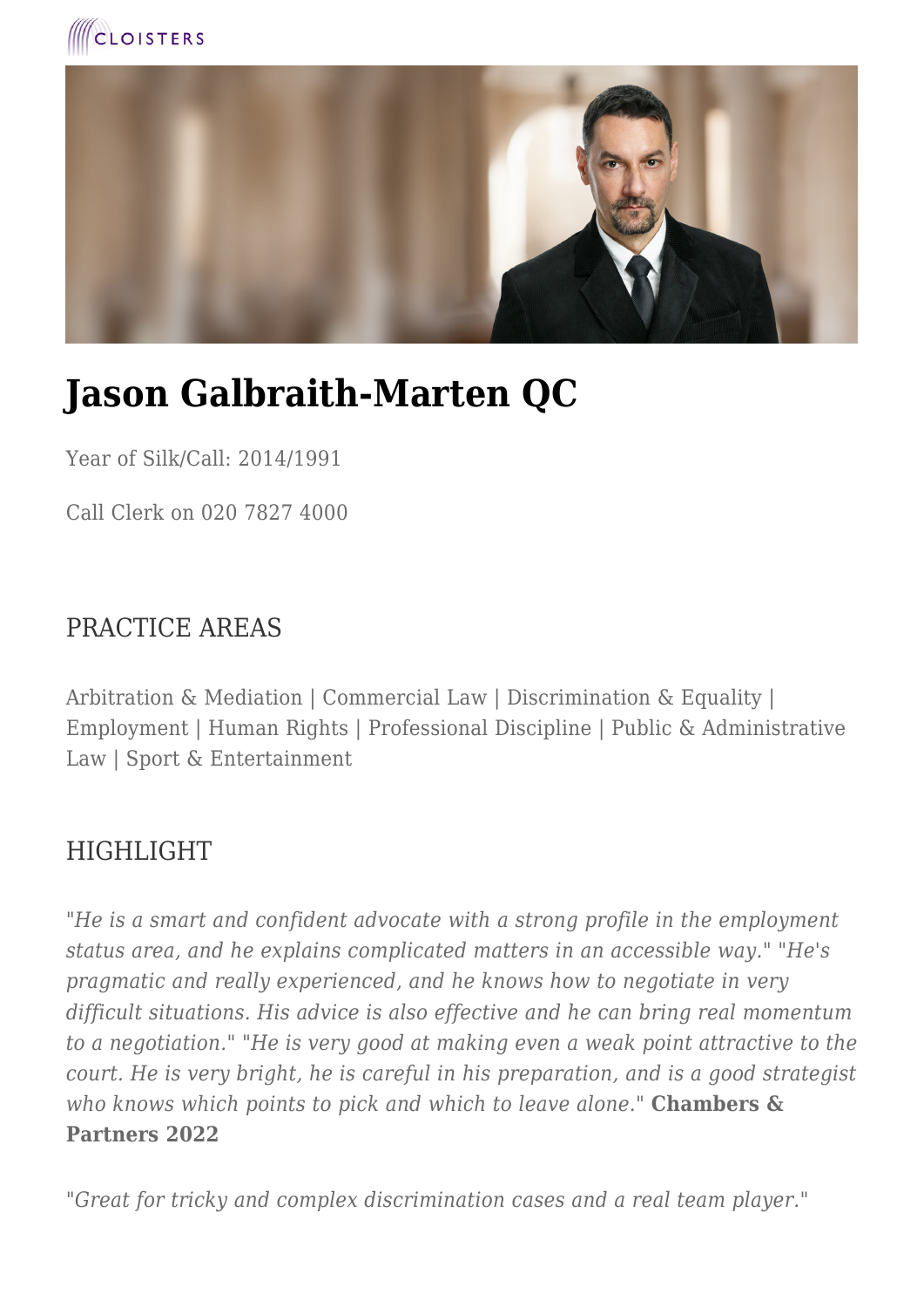# Jason Galbraith-Marten QC

Year of Silk/Call: 2014/1991

Call Clerk on 020 7827 4000

## PRACTICE AREAS

Arbitration & Mediation | Commercial Law | Discrimination & Equality | Employment | Human Rights | Professional Discipline | Public & Administrative Law | Sport & Entertainment

## HIGHLIGHT

*"He is a smart and confident advocate with a strong profile in the employment status area, and he explains complicated matters in an accessible way." "He's pragmatic and really experienced, and he knows how to negotiate in very difficult situations. His advice is also effective and he can bring real momentum to a negotiation." "He is very good at making even a weak point attractive to the court. He is very bright, he is careful in his preparation, and is a good strategist who knows which points to pick and which to leave alone."* **Chambers & Partners 2022**

*"Great for tricky and complex discrimination cases and a real team player."*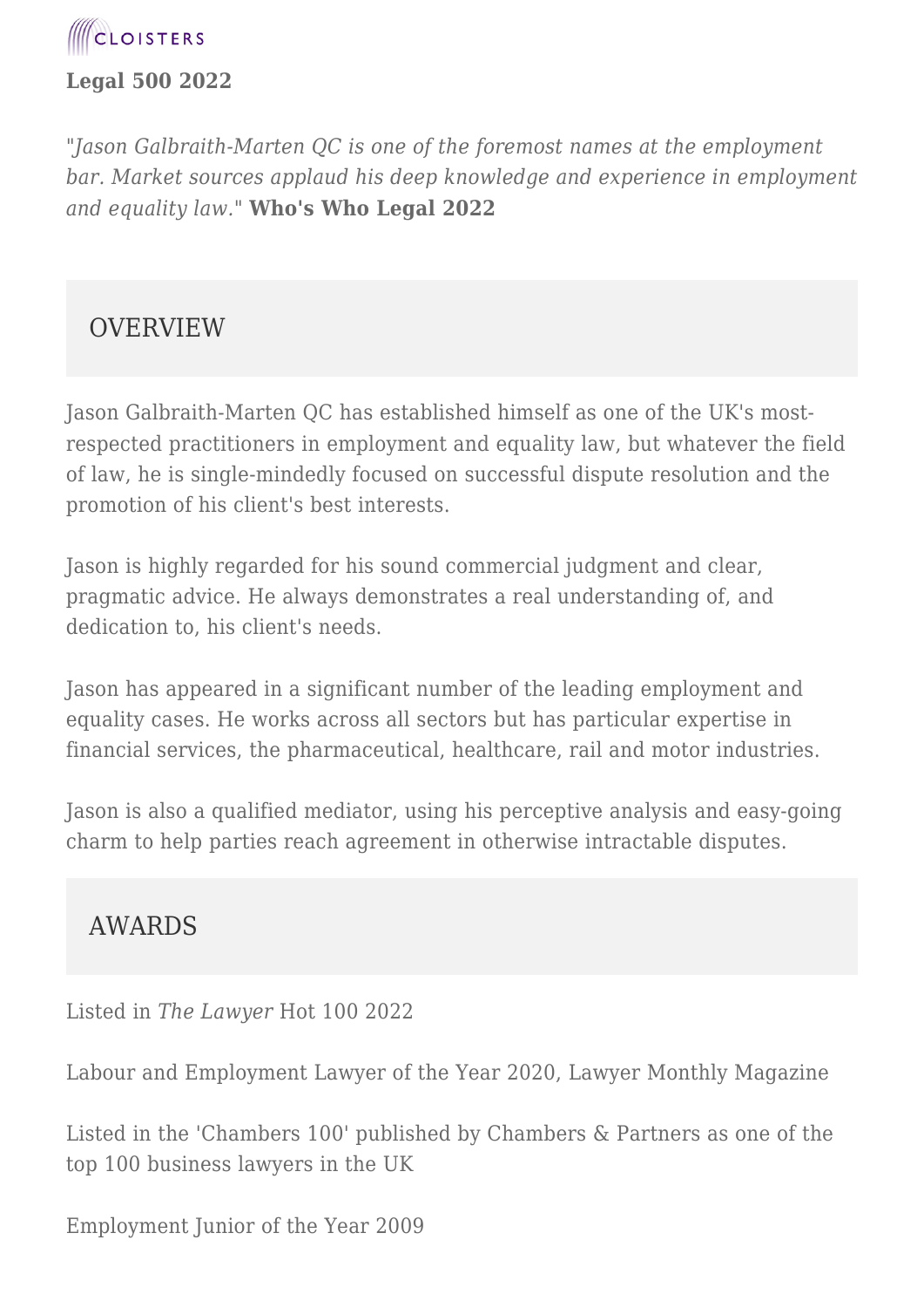**Legal 500 2022**

*"Jason Galbraith-Marten QC is one of the foremost names at the employment bar. Market sources applaud his deep knowledge and experience in employment and equality law."* **Who's Who Legal 2022**

## OVERVIEW

Jason Galbraith-Marten QC has established himself as one of the UK's most-respected practitioners in employment and equality law, but whatever the field of law, he is single-mindedly focused on successful dispute resolution and the promotion of his client's best interests.

Jason is highly regarded for his sound commercial judgment and clear, pragmatic advice. He always demonstrates a real understanding of, and dedication to, his client's needs.

Jason has appeared in a significant number of the leading employment and equality cases. He works across all sectors but has particular expertise in financial services, the pharmaceutical, healthcare, rail and motor industries.

Jason is also a qualified mediator, using his perceptive analysis and easy-going charm to help parties reach agreement in otherwise intractable disputes.

## AWARDS

Listed in *The Lawyer* Hot 100 2022

Labour and Employment Lawyer of the Year 2020, Lawyer Monthly Magazine

Listed in the 'Chambers 100' published by Chambers & Partners as one of the top 100 business lawyers in the UK

Employment Junior of the Year 2009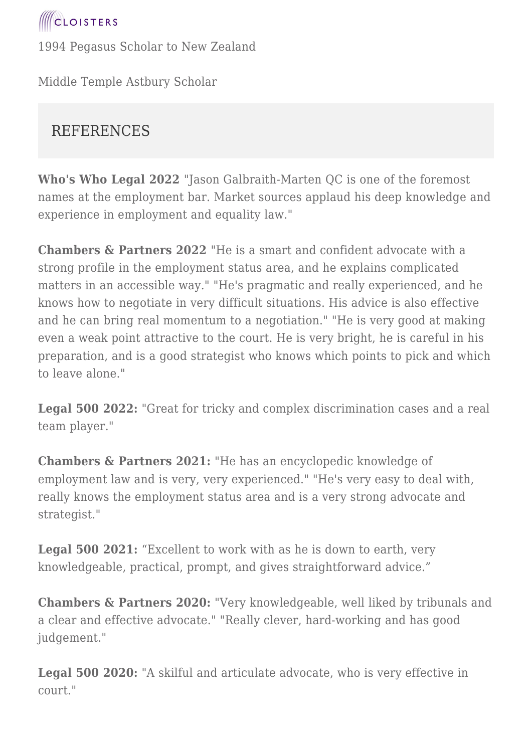1994 Pegasus Scholar to New Zealand

Middle Temple Astbury Scholar

## REFERENCES

**Who's Who Legal 2022** "Jason Galbraith-Marten QC is one of the foremost names at the employment bar. Market sources applaud his deep knowledge and experience in employment and equality law."

**Chambers & Partners 2022** "He is a smart and confident advocate with a strong profile in the employment status area, and he explains complicated matters in an accessible way." "He's pragmatic and really experienced, and he knows how to negotiate in very difficult situations. His advice is also effective and he can bring real momentum to a negotiation." "He is very good at making even a weak point attractive to the court. He is very bright, he is careful in his preparation, and is a good strategist who knows which points to pick and which to leave alone."

**Legal 500 2022:** "Great for tricky and complex discrimination cases and a real team player."

**Chambers & Partners 2021:** "He has an encyclopedic knowledge of employment law and is very, very experienced." "He's very easy to deal with, really knows the employment status area and is a very strong advocate and strategist."

**Legal 500 2021:** “Excellent to work with as he is down to earth, very knowledgeable, practical, prompt, and gives straightforward advice.”

**Chambers & Partners 2020:** "Very knowledgeable, well liked by tribunals and a clear and effective advocate." "Really clever, hard-working and has good judgement."

**Legal 500 2020:** "A skilful and articulate advocate, who is very effective in court."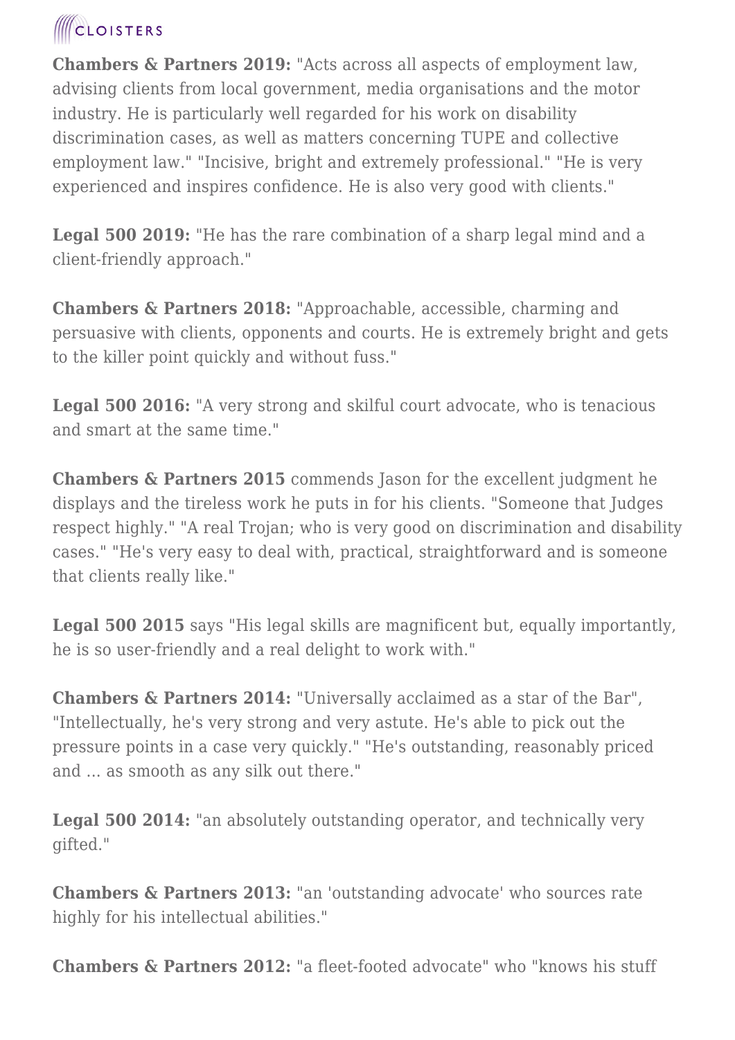**Chambers & Partners 2019:** "Acts across all aspects of employment law, advising clients from local government, media organisations and the motor industry. He is particularly well regarded for his work on disability discrimination cases, as well as matters concerning TUPE and collective employment law." "Incisive, bright and extremely professional." "He is very experienced and inspires confidence. He is also very good with clients."

**Legal 500 2019:** "He has the rare combination of a sharp legal mind and a client-friendly approach."

**Chambers & Partners 2018:** "Approachable, accessible, charming and persuasive with clients, opponents and courts. He is extremely bright and gets to the killer point quickly and without fuss."

**Legal 500 2016:** "A very strong and skilful court advocate, who is tenacious and smart at the same time."

**Chambers & Partners 2015** commends Jason for the excellent judgment he displays and the tireless work he puts in for his clients. "Someone that Judges respect highly." "A real Trojan; who is very good on discrimination and disability cases." "He's very easy to deal with, practical, straightforward and is someone that clients really like."

**Legal 500 2015** says "His legal skills are magnificent but, equally importantly, he is so user-friendly and a real delight to work with."

**Chambers & Partners 2014:** "Universally acclaimed as a star of the Bar", "Intellectually, he's very strong and very astute. He's able to pick out the pressure points in a case very quickly." "He's outstanding, reasonably priced and ... as smooth as any silk out there."

**Legal 500 2014:** "an absolutely outstanding operator, and technically very gifted."

**Chambers & Partners 2013:** "an 'outstanding advocate' who sources rate highly for his intellectual abilities."

**Chambers & Partners 2012:** "a fleet-footed advocate" who "knows his stuff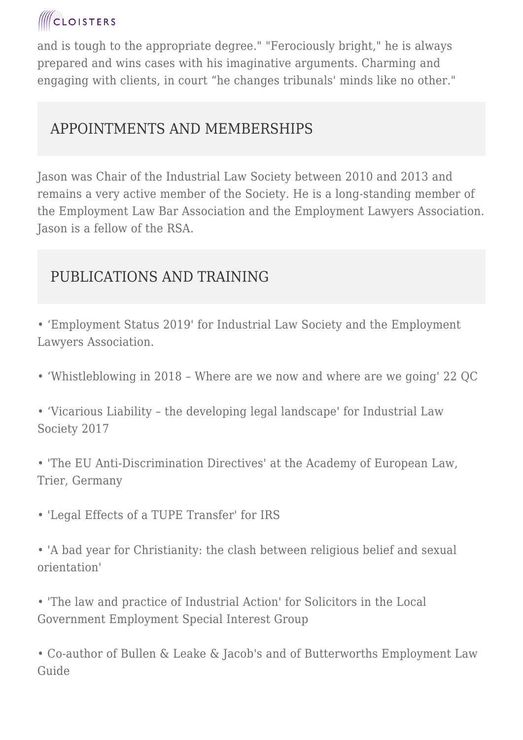and is tough to the appropriate degree." "Ferociously bright," he is always prepared and wins cases with his imaginative arguments. Charming and engaging with clients, in court “he changes tribunals' minds like no other."

## APPOINTMENTS AND MEMBERSHIPS

Jason was Chair of the Industrial Law Society between 2010 and 2013 and remains a very active member of the Society. He is a long-standing member of the Employment Law Bar Association and the Employment Lawyers Association. Jason is a fellow of the RSA.

## PUBLICATIONS AND TRAINING

- ‘Employment Status 2019' for Industrial Law Society and the Employment Lawyers Association.
- ‘Whistleblowing in 2018 – Where are we now and where are we going' 22 QC
- ‘Vicarious Liability – the developing legal landscape' for Industrial Law Society 2017
- 'The EU Anti-Discrimination Directives' at the Academy of European Law, Trier, Germany
- 'Legal Effects of a TUPE Transfer' for IRS
- 'A bad year for Christianity: the clash between religious belief and sexual orientation'
- 'The law and practice of Industrial Action' for Solicitors in the Local Government Employment Special Interest Group
- Co-author of Bullen & Leake & Jacob's and of Butterworths Employment Law Guide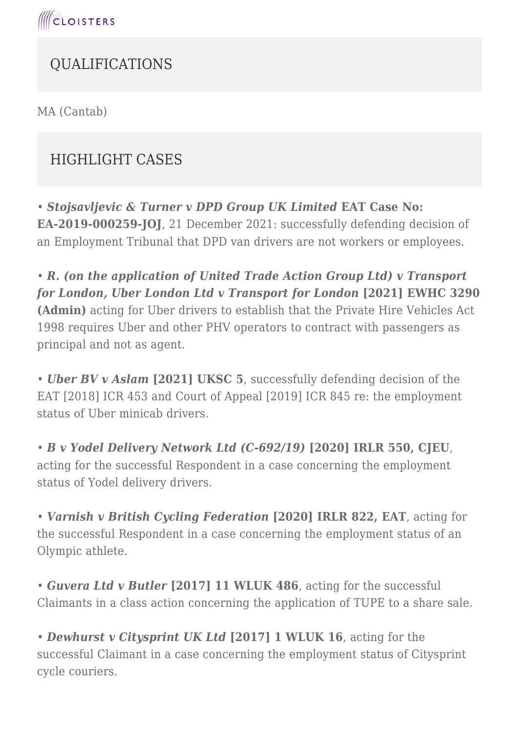## QUALIFICATIONS

MA (Cantab)

## HIGHLIGHT CASES

• ***Stojsavljevic & Turner v DPD Group UK Limited*** **EAT Case No: EA-2019-000259-JOJ**, 21 December 2021: successfully defending decision of an Employment Tribunal that DPD van drivers are not workers or employees.

• ***R. (on the application of United Trade Action Group Ltd) v Transport for London, Uber London Ltd v Transport for London*** **[2021] EWHC 3290 (Admin)** acting for Uber drivers to establish that the Private Hire Vehicles Act 1998 requires Uber and other PHV operators to contract with passengers as principal and not as agent.

• ***Uber BV v Aslam*** **[2021] UKSC 5**, successfully defending decision of the EAT [2018] ICR 453 and Court of Appeal [2019] ICR 845 re: the employment status of Uber minicab drivers.

• ***B v Yodel Delivery Network Ltd (C-692/19)*** **[2020] IRLR 550, CJEU**, acting for the successful Respondent in a case concerning the employment status of Yodel delivery drivers.

• ***Varnish v British Cycling Federation*** **[2020] IRLR 822, EAT**, acting for the successful Respondent in a case concerning the employment status of an Olympic athlete.

• ***Guvera Ltd v Butler*** **[2017] 11 WLUK 486**, acting for the successful Claimants in a class action concerning the application of TUPE to a share sale.

• ***Dewhurst v Citysprint UK Ltd*** **[2017] 1 WLUK 16**, acting for the successful Claimant in a case concerning the employment status of Citysprint cycle couriers.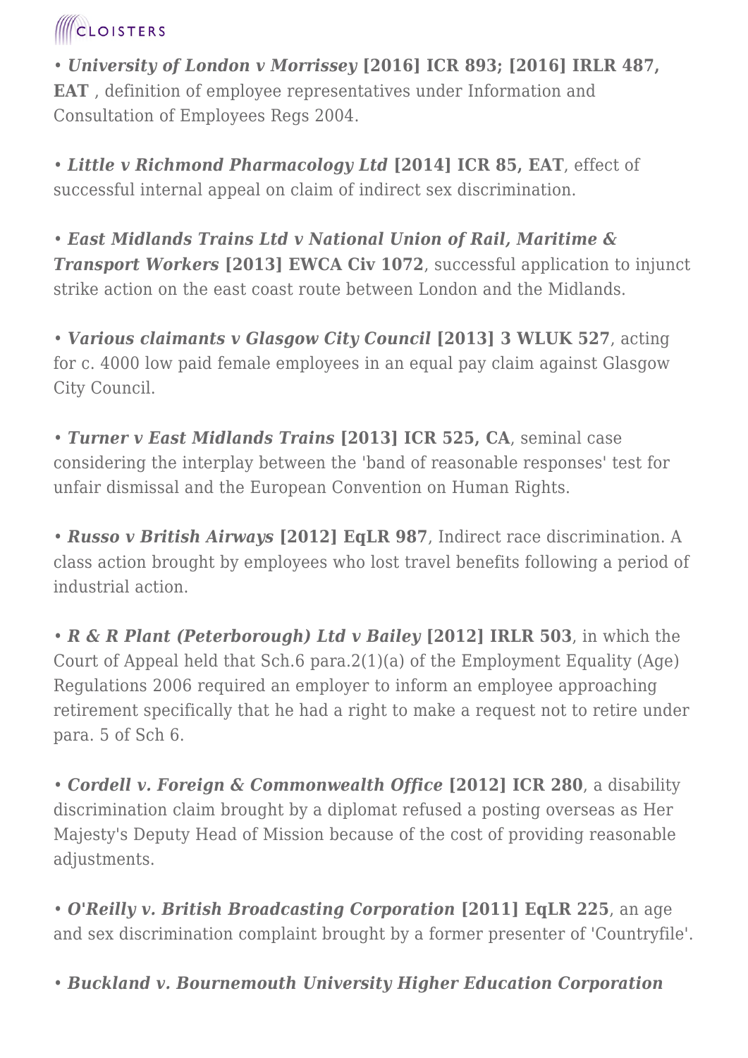- ***University of London v Morrissey* [2016] ICR 893; [2016] IRLR 487, EAT** , definition of employee representatives under Information and Consultation of Employees Regs 2004.

- ***Little v Richmond Pharmacology Ltd* [2014] ICR 85, EAT**, effect of successful internal appeal on claim of indirect sex discrimination.

- ***East Midlands Trains Ltd v National Union of Rail, Maritime & Transport Workers* [2013] EWCA Civ 1072**, successful application to injunct strike action on the east coast route between London and the Midlands.

- ***Various claimants v Glasgow City Council* [2013] 3 WLUK 527**, acting for c. 4000 low paid female employees in an equal pay claim against Glasgow City Council.

- ***Turner v East Midlands Trains* [2013] ICR 525, CA**, seminal case considering the interplay between the 'band of reasonable responses' test for unfair dismissal and the European Convention on Human Rights.

- ***Russo v British Airways* [2012] EqLR 987**, Indirect race discrimination. A class action brought by employees who lost travel benefits following a period of industrial action.

- ***R & R Plant (Peterborough) Ltd v Bailey* [2012] IRLR 503**, in which the Court of Appeal held that Sch.6 para.2(1)(a) of the Employment Equality (Age) Regulations 2006 required an employer to inform an employee approaching retirement specifically that he had a right to make a request not to retire under para. 5 of Sch 6.

- ***Cordell v. Foreign & Commonwealth Office* [2012] ICR 280**, a disability discrimination claim brought by a diplomat refused a posting overseas as Her Majesty's Deputy Head of Mission because of the cost of providing reasonable adjustments.

- ***O'Reilly v. British Broadcasting Corporation* [2011] EqLR 225**, an age and sex discrimination complaint brought by a former presenter of 'Countryfile'.

- ***Buckland v. Bournemouth University Higher Education Corporation***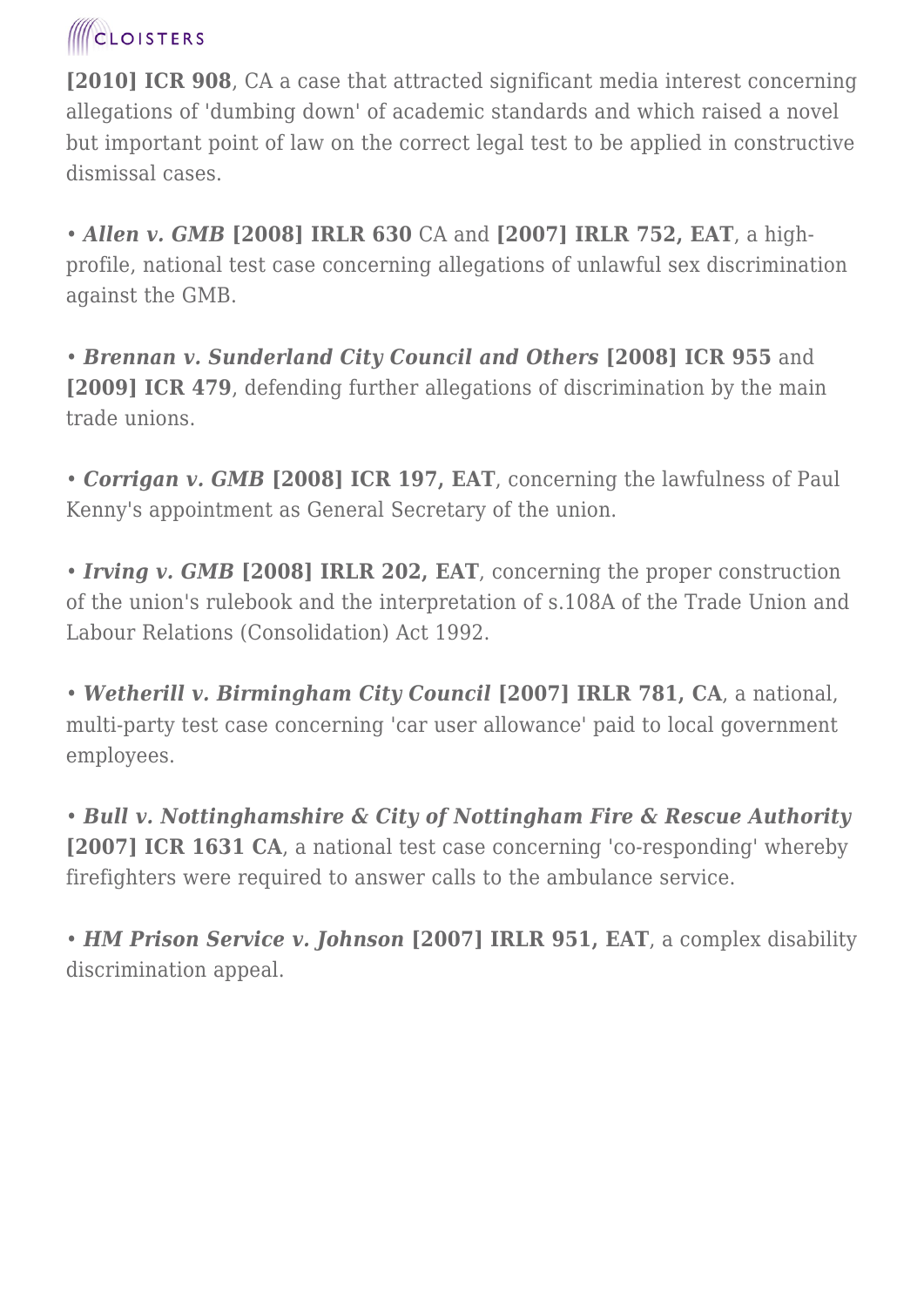**[2010] ICR 908**, CA a case that attracted significant media interest concerning allegations of 'dumbing down' of academic standards and which raised a novel but important point of law on the correct legal test to be applied in constructive dismissal cases.

• ***Allen v. GMB*** **[2008] IRLR 630** CA and **[2007] IRLR 752, EAT**, a high-profile, national test case concerning allegations of unlawful sex discrimination against the GMB.

• ***Brennan v. Sunderland City Council and Others*** **[2008] ICR 955** and **[2009] ICR 479**, defending further allegations of discrimination by the main trade unions.

• ***Corrigan v. GMB*** **[2008] ICR 197, EAT**, concerning the lawfulness of Paul Kenny's appointment as General Secretary of the union.

• ***Irving v. GMB*** **[2008] IRLR 202, EAT**, concerning the proper construction of the union's rulebook and the interpretation of s.108A of the Trade Union and Labour Relations (Consolidation) Act 1992.

• ***Wetherill v. Birmingham City Council*** **[2007] IRLR 781, CA**, a national, multi-party test case concerning 'car user allowance' paid to local government employees.

• ***Bull v. Nottinghamshire & City of Nottingham Fire & Rescue Authority*** **[2007] ICR 1631 CA**, a national test case concerning 'co-responding' whereby firefighters were required to answer calls to the ambulance service.

• ***HM Prison Service v. Johnson*** **[2007] IRLR 951, EAT**, a complex disability discrimination appeal.